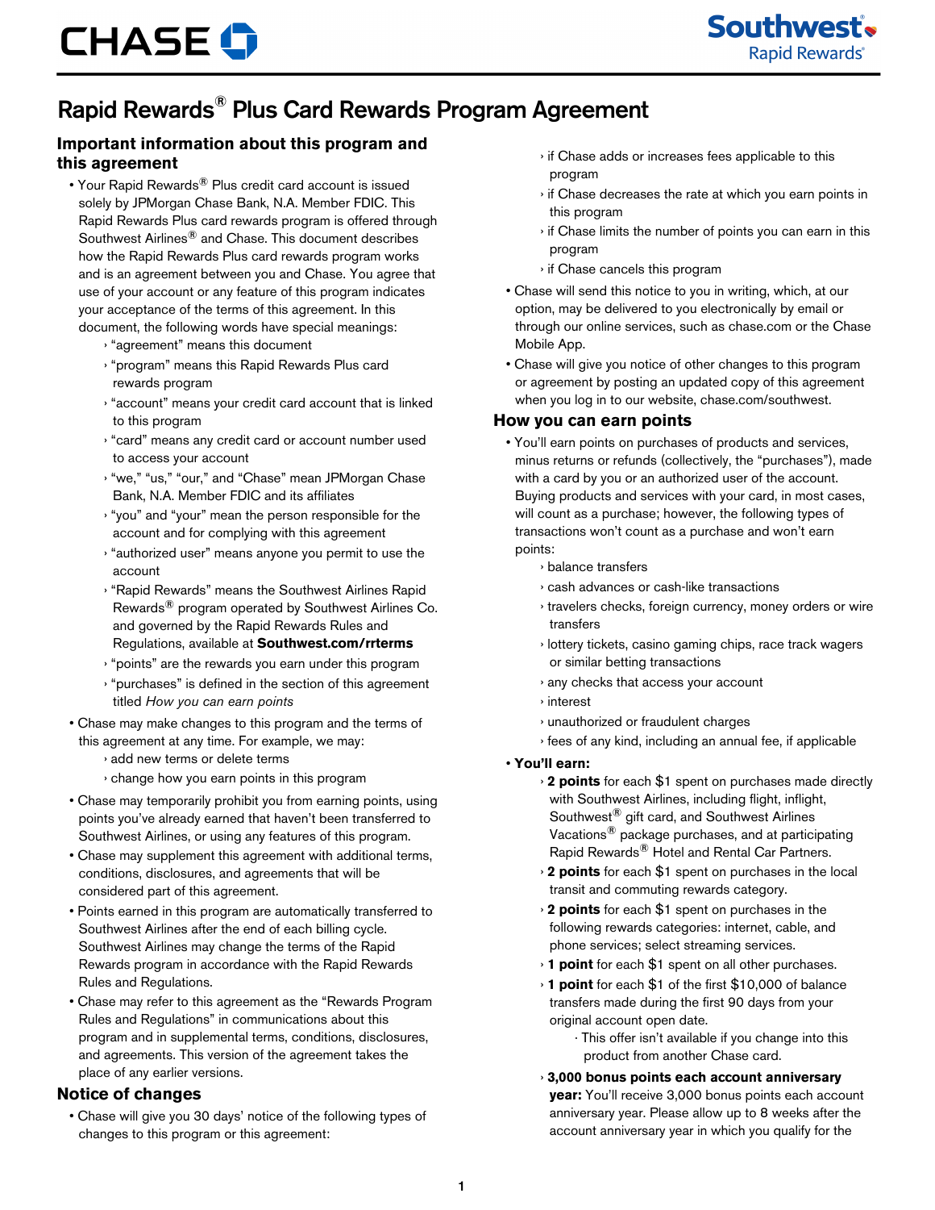# Rapid Rewards® Plus Card Rewards Program Agreement

## Important information about this program and this agreement

- Your Rapid Rewards® Plus credit card account is issued solely by JPMorgan Chase Bank, N.A. Member FDIC. This Rapid Rewards Plus card rewards program is offered through Southwest Airlines® and Chase. This document describes how the Rapid Rewards Plus card rewards program works and is an agreement between you and Chase. You agree that use of your account or any feature of this program indicates your acceptance of the terms of this agreement. In this document, the following words have special meanings:
  - "agreement" means this document
  - "program" means this Rapid Rewards Plus card rewards program
  - "account" means your credit card account that is linked to this program
  - "card" means any credit card or account number used to access your account
  - "we," "us," "our," and "Chase" mean JPMorgan Chase Bank, N.A. Member FDIC and its affiliates
  - "you" and "your" mean the person responsible for the account and for complying with this agreement
  - "authorized user" means anyone you permit to use the account
  - "Rapid Rewards" means the Southwest Airlines Rapid Rewards® program operated by Southwest Airlines Co. and governed by the Rapid Rewards Rules and Regulations, available at **Southwest.com/rrterms**
  - "points" are the rewards you earn under this program
  - "purchases" is defined in the section of this agreement titled *How you can earn points*
- Chase may make changes to this program and the terms of this agreement at any time. For example, we may:
  - add new terms or delete terms
  - change how you earn points in this program
- Chase may temporarily prohibit you from earning points, using points you've already earned that haven't been transferred to Southwest Airlines, or using any features of this program.
- Chase may supplement this agreement with additional terms, conditions, disclosures, and agreements that will be considered part of this agreement.
- Points earned in this program are automatically transferred to Southwest Airlines after the end of each billing cycle. Southwest Airlines may change the terms of the Rapid Rewards program in accordance with the Rapid Rewards Rules and Regulations.
- Chase may refer to this agreement as the "Rewards Program Rules and Regulations" in communications about this program and in supplemental terms, conditions, disclosures, and agreements. This version of the agreement takes the place of any earlier versions.

## Notice of changes

- Chase will give you 30 days' notice of the following types of changes to this program or this agreement:
  - if Chase adds or increases fees applicable to this program
  - if Chase decreases the rate at which you earn points in this program
  - if Chase limits the number of points you can earn in this program
  - if Chase cancels this program
- Chase will send this notice to you in writing, which, at our option, may be delivered to you electronically by email or through our online services, such as chase.com or the Chase Mobile App.
- Chase will give you notice of other changes to this program or agreement by posting an updated copy of this agreement when you log in to our website, chase.com/southwest.

## How you can earn points

- You'll earn points on purchases of products and services, minus returns or refunds (collectively, the "purchases"), made with a card by you or an authorized user of the account. Buying products and services with your card, in most cases, will count as a purchase; however, the following types of transactions won't count as a purchase and won't earn points:
  - balance transfers
  - cash advances or cash-like transactions
  - travelers checks, foreign currency, money orders or wire transfers
  - lottery tickets, casino gaming chips, race track wagers or similar betting transactions
  - any checks that access your account
  - interest
  - unauthorized or fraudulent charges
  - fees of any kind, including an annual fee, if applicable
- **You'll earn:**
  - **2 points** for each $1 spent on purchases made directly with Southwest Airlines, including flight, inflight, Southwest® gift card, and Southwest Airlines Vacations® package purchases, and at participating Rapid Rewards® Hotel and Rental Car Partners.
  - **2 points** for each $1 spent on purchases in the local transit and commuting rewards category.
  - **2 points** for each $1 spent on purchases in the following rewards categories: internet, cable, and phone services; select streaming services.
  - **1 point** for each $1 spent on all other purchases.
  - **1 point** for each $1 of the first $10,000 of balance transfers made during the first 90 days from your original account open date.
    - This offer isn't available if you change into this product from another Chase card.
  - **3,000 bonus points each account anniversary year:** You'll receive 3,000 bonus points each account anniversary year. Please allow up to 8 weeks after the account anniversary year in which you qualify for the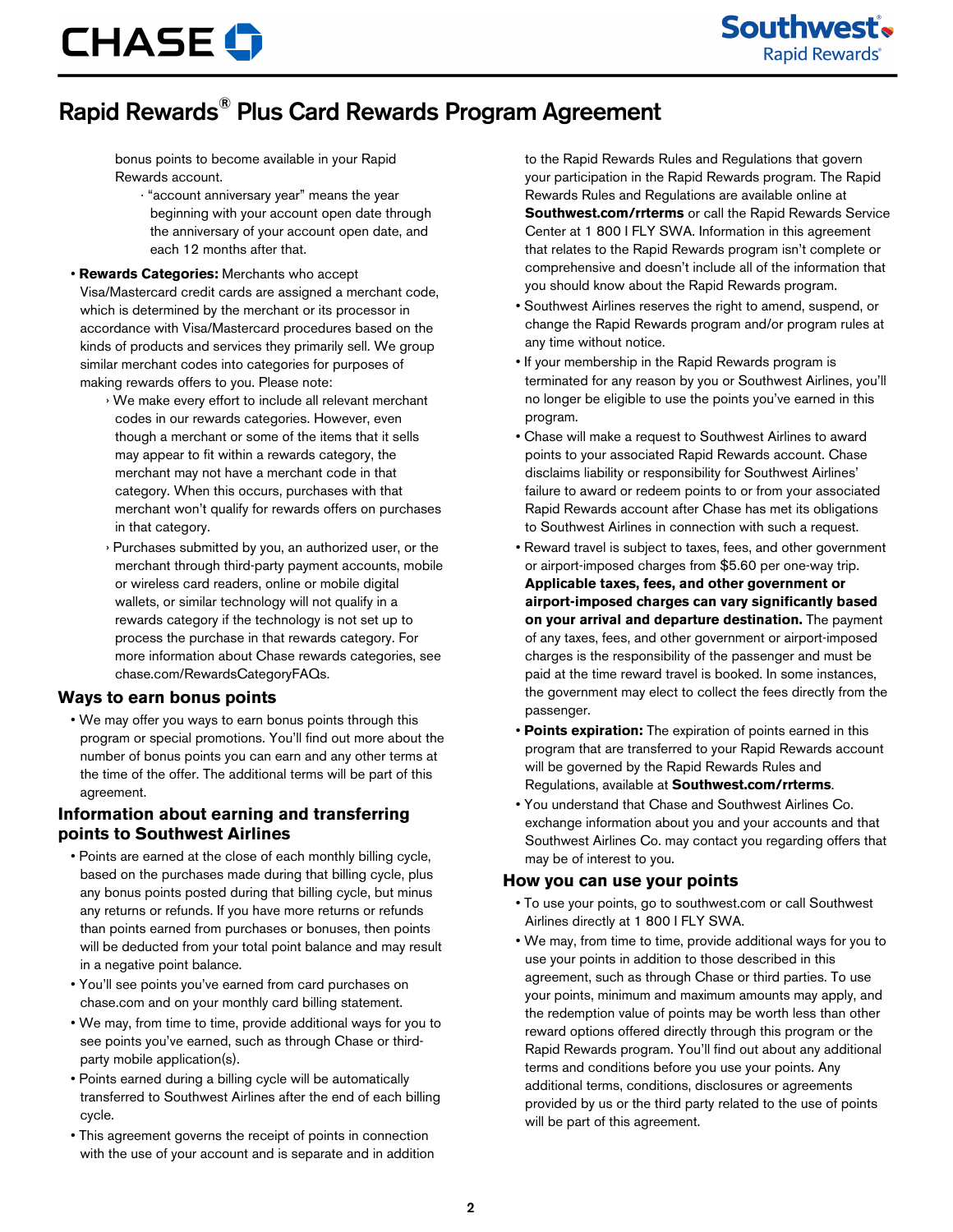bonus points to become available in your Rapid Rewards account.

- "account anniversary year" means the year beginning with your account open date through the anniversary of your account open date, and each 12 months after that.

- **Rewards Categories:** Merchants who accept Visa/Mastercard credit cards are assigned a merchant code, which is determined by the merchant or its processor in accordance with Visa/Mastercard procedures based on the kinds of products and services they primarily sell. We group similar merchant codes into categories for purposes of making rewards offers to you. Please note:
  - We make every effort to include all relevant merchant codes in our rewards categories. However, even though a merchant or some of the items that it sells may appear to fit within a rewards category, the merchant may not have a merchant code in that category. When this occurs, purchases with that merchant won't qualify for rewards offers on purchases in that category.
  - Purchases submitted by you, an authorized user, or the merchant through third-party payment accounts, mobile or wireless card readers, online or mobile digital wallets, or similar technology will not qualify in a rewards category if the technology is not set up to process the purchase in that rewards category. For more information about Chase rewards categories, see chase.com/RewardsCategoryFAQs.

## Ways to earn bonus points

- We may offer you ways to earn bonus points through this program or special promotions. You'll find out more about the number of bonus points you can earn and any other terms at the time of the offer. The additional terms will be part of this agreement.

## Information about earning and transferring points to Southwest Airlines

- Points are earned at the close of each monthly billing cycle, based on the purchases made during that billing cycle, plus any bonus points posted during that billing cycle, but minus any returns or refunds. If you have more returns or refunds than points earned from purchases or bonuses, then points will be deducted from your total point balance and may result in a negative point balance.
- You'll see points you've earned from card purchases on chase.com and on your monthly card billing statement.
- We may, from time to time, provide additional ways for you to see points you've earned, such as through Chase or third-party mobile application(s).
- Points earned during a billing cycle will be automatically transferred to Southwest Airlines after the end of each billing cycle.
- This agreement governs the receipt of points in connection with the use of your account and is separate and in addition to the Rapid Rewards Rules and Regulations that govern your participation in the Rapid Rewards program. The Rapid Rewards Rules and Regulations are available online at **Southwest.com/rrterms** or call the Rapid Rewards Service Center at 1 800 I FLY SWA. Information in this agreement that relates to the Rapid Rewards program isn't complete or comprehensive and doesn't include all of the information that you should know about the Rapid Rewards program.
- Southwest Airlines reserves the right to amend, suspend, or change the Rapid Rewards program and/or program rules at any time without notice.
- If your membership in the Rapid Rewards program is terminated for any reason by you or Southwest Airlines, you'll no longer be eligible to use the points you've earned in this program.
- Chase will make a request to Southwest Airlines to award points to your associated Rapid Rewards account. Chase disclaims liability or responsibility for Southwest Airlines' failure to award or redeem points to or from your associated Rapid Rewards account after Chase has met its obligations to Southwest Airlines in connection with such a request.
- Reward travel is subject to taxes, fees, and other government or airport-imposed charges from $5.60 per one-way trip. **Applicable taxes, fees, and other government or airport-imposed charges can vary significantly based on your arrival and departure destination.** The payment of any taxes, fees, and other government or airport-imposed charges is the responsibility of the passenger and must be paid at the time reward travel is booked. In some instances, the government may elect to collect the fees directly from the passenger.
- **Points expiration:** The expiration of points earned in this program that are transferred to your Rapid Rewards account will be governed by the Rapid Rewards Rules and Regulations, available at **Southwest.com/rrterms**.
- You understand that Chase and Southwest Airlines Co. exchange information about you and your accounts and that Southwest Airlines Co. may contact you regarding offers that may be of interest to you.

## How you can use your points

- To use your points, go to southwest.com or call Southwest Airlines directly at 1 800 I FLY SWA.
- We may, from time to time, provide additional ways for you to use your points in addition to those described in this agreement, such as through Chase or third parties. To use your points, minimum and maximum amounts may apply, and the redemption value of points may be worth less than other reward options offered directly through this program or the Rapid Rewards program. You'll find out about any additional terms and conditions before you use your points. Any additional terms, conditions, disclosures or agreements provided by us or the third party related to the use of points will be part of this agreement.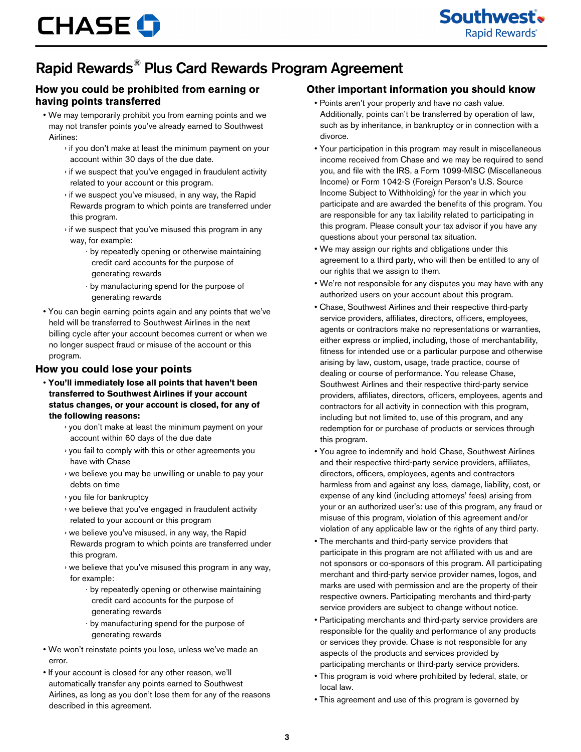# Rapid Rewards® Plus Card Rewards Program Agreement

### How you could be prohibited from earning or having points transferred

- We may temporarily prohibit you from earning points and we may not transfer points you've already earned to Southwest Airlines:
  - if you don't make at least the minimum payment on your account within 30 days of the due date.
  - if we suspect that you've engaged in fraudulent activity related to your account or this program.
  - if we suspect you've misused, in any way, the Rapid Rewards program to which points are transferred under this program.
  - if we suspect that you've misused this program in any way, for example:
    - by repeatedly opening or otherwise maintaining credit card accounts for the purpose of generating rewards
    - by manufacturing spend for the purpose of generating rewards
- You can begin earning points again and any points that we've held will be transferred to Southwest Airlines in the next billing cycle after your account becomes current or when we no longer suspect fraud or misuse of the account or this program.

### How you could lose your points

- **You'll immediately lose all points that haven't been transferred to Southwest Airlines if your account status changes, or your account is closed, for any of the following reasons:**
  - you don't make at least the minimum payment on your account within 60 days of the due date
  - you fail to comply with this or other agreements you have with Chase
  - we believe you may be unwilling or unable to pay your debts on time
  - you file for bankruptcy
  - we believe that you've engaged in fraudulent activity related to your account or this program
  - we believe you've misused, in any way, the Rapid Rewards program to which points are transferred under this program.
  - we believe that you've misused this program in any way, for example:
    - by repeatedly opening or otherwise maintaining credit card accounts for the purpose of generating rewards
    - by manufacturing spend for the purpose of generating rewards
- We won't reinstate points you lose, unless we've made an error.
- If your account is closed for any other reason, we'll automatically transfer any points earned to Southwest Airlines, as long as you don't lose them for any of the reasons described in this agreement.

### Other important information you should know

- Points aren't your property and have no cash value. Additionally, points can't be transferred by operation of law, such as by inheritance, in bankruptcy or in connection with a divorce.
- Your participation in this program may result in miscellaneous income received from Chase and we may be required to send you, and file with the IRS, a Form 1099-MISC (Miscellaneous Income) or Form 1042-S (Foreign Person's U.S. Source Income Subject to Withholding) for the year in which you participate and are awarded the benefits of this program. You are responsible for any tax liability related to participating in this program. Please consult your tax advisor if you have any questions about your personal tax situation.
- We may assign our rights and obligations under this agreement to a third party, who will then be entitled to any of our rights that we assign to them.
- We're not responsible for any disputes you may have with any authorized users on your account about this program.
- Chase, Southwest Airlines and their respective third-party service providers, affiliates, directors, officers, employees, agents or contractors make no representations or warranties, either express or implied, including, those of merchantability, fitness for intended use or a particular purpose and otherwise arising by law, custom, usage, trade practice, course of dealing or course of performance. You release Chase, Southwest Airlines and their respective third-party service providers, affiliates, directors, officers, employees, agents and contractors for all activity in connection with this program, including but not limited to, use of this program, and any redemption for or purchase of products or services through this program.
- You agree to indemnify and hold Chase, Southwest Airlines and their respective third-party service providers, affiliates, directors, officers, employees, agents and contractors harmless from and against any loss, damage, liability, cost, or expense of any kind (including attorneys' fees) arising from your or an authorized user's: use of this program, any fraud or misuse of this program, violation of this agreement and/or violation of any applicable law or the rights of any third party.
- The merchants and third-party service providers that participate in this program are not affiliated with us and are not sponsors or co-sponsors of this program. All participating merchant and third-party service provider names, logos, and marks are used with permission and are the property of their respective owners. Participating merchants and third-party service providers are subject to change without notice.
- Participating merchants and third-party service providers are responsible for the quality and performance of any products or services they provide. Chase is not responsible for any aspects of the products and services provided by participating merchants or third-party service providers.
- This program is void where prohibited by federal, state, or local law.
- This agreement and use of this program is governed by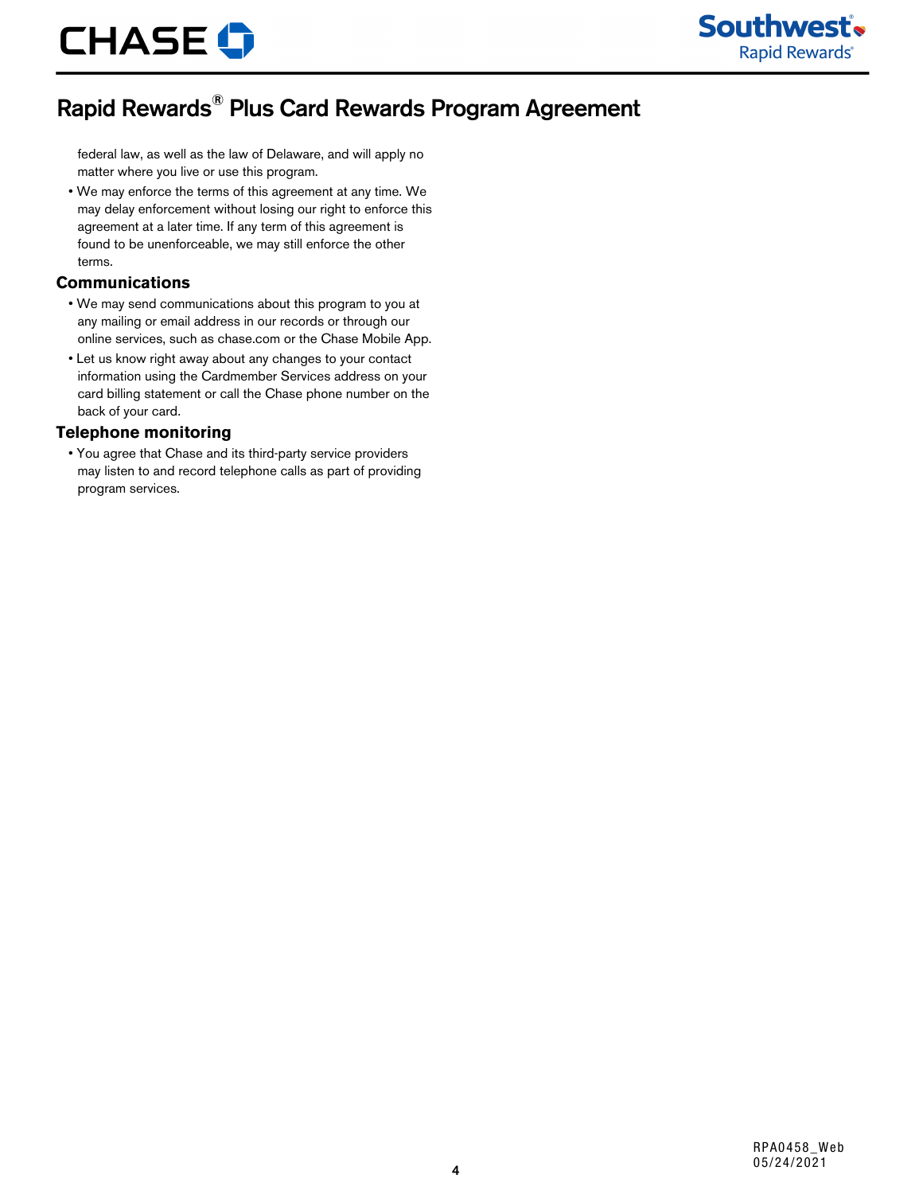federal law, as well as the law of Delaware, and will apply no matter where you live or use this program.

- We may enforce the terms of this agreement at any time. We may delay enforcement without losing our right to enforce this agreement at a later time. If any term of this agreement is found to be unenforceable, we may still enforce the other terms.

### Communications

- We may send communications about this program to you at any mailing or email address in our records or through our online services, such as chase.com or the Chase Mobile App.
- Let us know right away about any changes to your contact information using the Cardmember Services address on your card billing statement or call the Chase phone number on the back of your card.

### Telephone monitoring

- You agree that Chase and its third-party service providers may listen to and record telephone calls as part of providing program services.

RPA0458_Web
05/24/2021